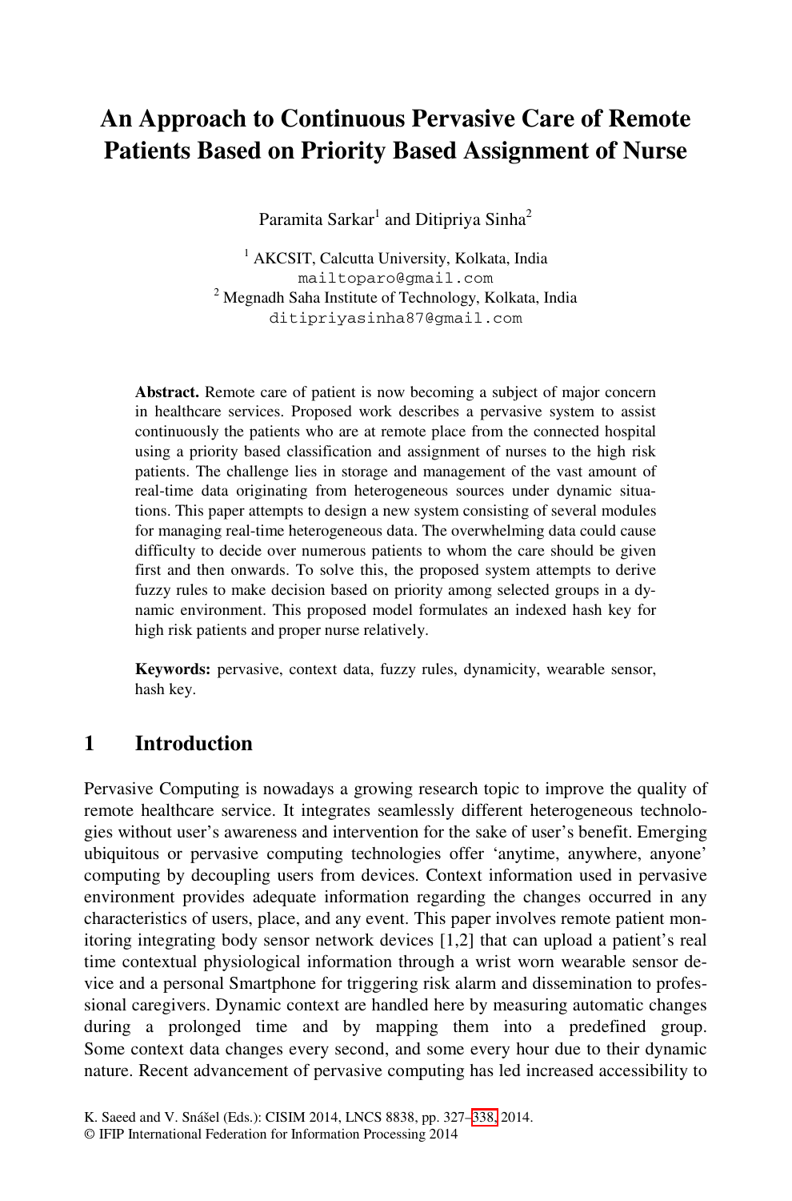# An Approach to Continuous Pervasive Care of Remote Patients Based on Priority Based Assignment of Nurse

Paramita Sarkar[1] and Ditipriya Sinha[2]

[1] AKCSIT, Calcutta University, Kolkata, India
mailtoparo@gmail.com
[2] Megnadh Saha Institute of Technology, Kolkata, India
ditipriyasinha87@gmail.com

**Abstract.** Remote care of patient is now becoming a subject of major concern in healthcare services. Proposed work describes a pervasive system to assist continuously the patients who are at remote place from the connected hospital using a priority based classification and assignment of nurses to the high risk patients. The challenge lies in storage and management of the vast amount of real-time data originating from heterogeneous sources under dynamic situations. This paper attempts to design a new system consisting of several modules for managing real-time heterogeneous data. The overwhelming data could cause difficulty to decide over numerous patients to whom the care should be given first and then onwards. To solve this, the proposed system attempts to derive fuzzy rules to make decision based on priority among selected groups in a dynamic environment. This proposed model formulates an indexed hash key for high risk patients and proper nurse relatively.

**Keywords:** pervasive, context data, fuzzy rules, dynamicity, wearable sensor, hash key.

## 1 Introduction

Pervasive Computing is nowadays a growing research topic to improve the quality of remote healthcare service. It integrates seamlessly different heterogeneous technologies without user's awareness and intervention for the sake of user's benefit. Emerging ubiquitous or pervasive computing technologies offer 'anytime, anywhere, anyone' computing by decoupling users from devices. Context information used in pervasive environment provides adequate information regarding the changes occurred in any characteristics of users, place, and any event. This paper involves remote patient monitoring integrating body sensor network devices [1,2] that can upload a patient's real time contextual physiological information through a wrist worn wearable sensor device and a personal Smartphone for triggering risk alarm and dissemination to professional caregivers. Dynamic context are handled here by measuring automatic changes during a prolonged time and by mapping them into a predefined group. Some context data changes every second, and some every hour due to their dynamic nature. Recent advancement of pervasive computing has led increased accessibility to

K. Saeed and V. Snášel (Eds.): CISIM 2014, LNCS 8838, pp. 327–338, 2014.
© IFIP International Federation for Information Processing 2014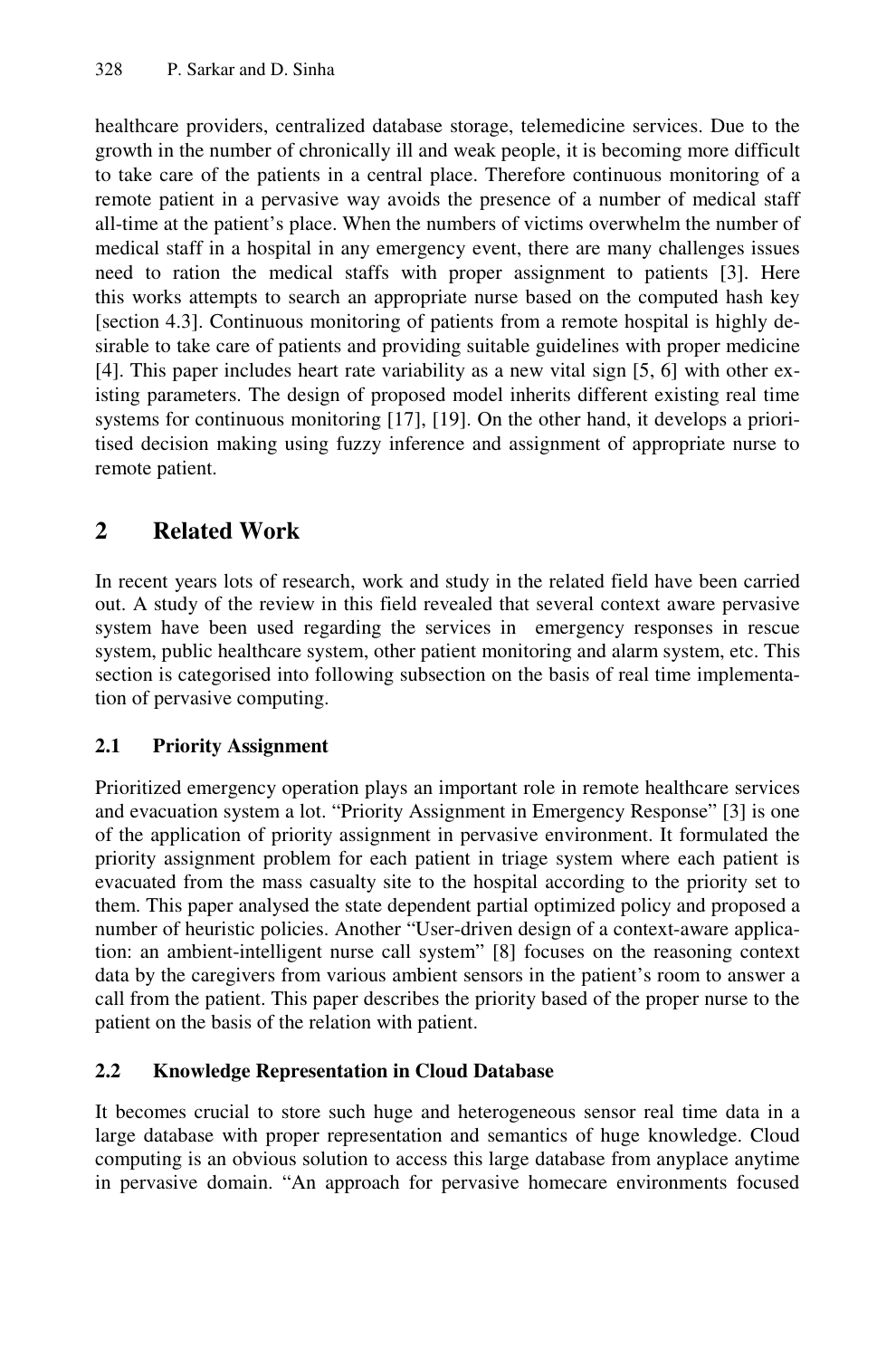healthcare providers, centralized database storage, telemedicine services. Due to the growth in the number of chronically ill and weak people, it is becoming more difficult to take care of the patients in a central place. Therefore continuous monitoring of a remote patient in a pervasive way avoids the presence of a number of medical staff all-time at the patient's place. When the numbers of victims overwhelm the number of medical staff in a hospital in any emergency event, there are many challenges issues need to ration the medical staffs with proper assignment to patients [3]. Here this works attempts to search an appropriate nurse based on the computed hash key [section 4.3]. Continuous monitoring of patients from a remote hospital is highly desirable to take care of patients and providing suitable guidelines with proper medicine [4]. This paper includes heart rate variability as a new vital sign [5, 6] with other existing parameters. The design of proposed model inherits different existing real time systems for continuous monitoring [17], [19]. On the other hand, it develops a prioritised decision making using fuzzy inference and assignment of appropriate nurse to remote patient.

## 2 Related Work

In recent years lots of research, work and study in the related field have been carried out. A study of the review in this field revealed that several context aware pervasive system have been used regarding the services in emergency responses in rescue system, public healthcare system, other patient monitoring and alarm system, etc. This section is categorised into following subsection on the basis of real time implementation of pervasive computing.

### 2.1 Priority Assignment

Prioritized emergency operation plays an important role in remote healthcare services and evacuation system a lot. "Priority Assignment in Emergency Response" [3] is one of the application of priority assignment in pervasive environment. It formulated the priority assignment problem for each patient in triage system where each patient is evacuated from the mass casualty site to the hospital according to the priority set to them. This paper analysed the state dependent partial optimized policy and proposed a number of heuristic policies. Another "User-driven design of a context-aware application: an ambient-intelligent nurse call system" [8] focuses on the reasoning context data by the caregivers from various ambient sensors in the patient's room to answer a call from the patient. This paper describes the priority based of the proper nurse to the patient on the basis of the relation with patient.

### 2.2 Knowledge Representation in Cloud Database

It becomes crucial to store such huge and heterogeneous sensor real time data in a large database with proper representation and semantics of huge knowledge. Cloud computing is an obvious solution to access this large database from anyplace anytime in pervasive domain. "An approach for pervasive homecare environments focused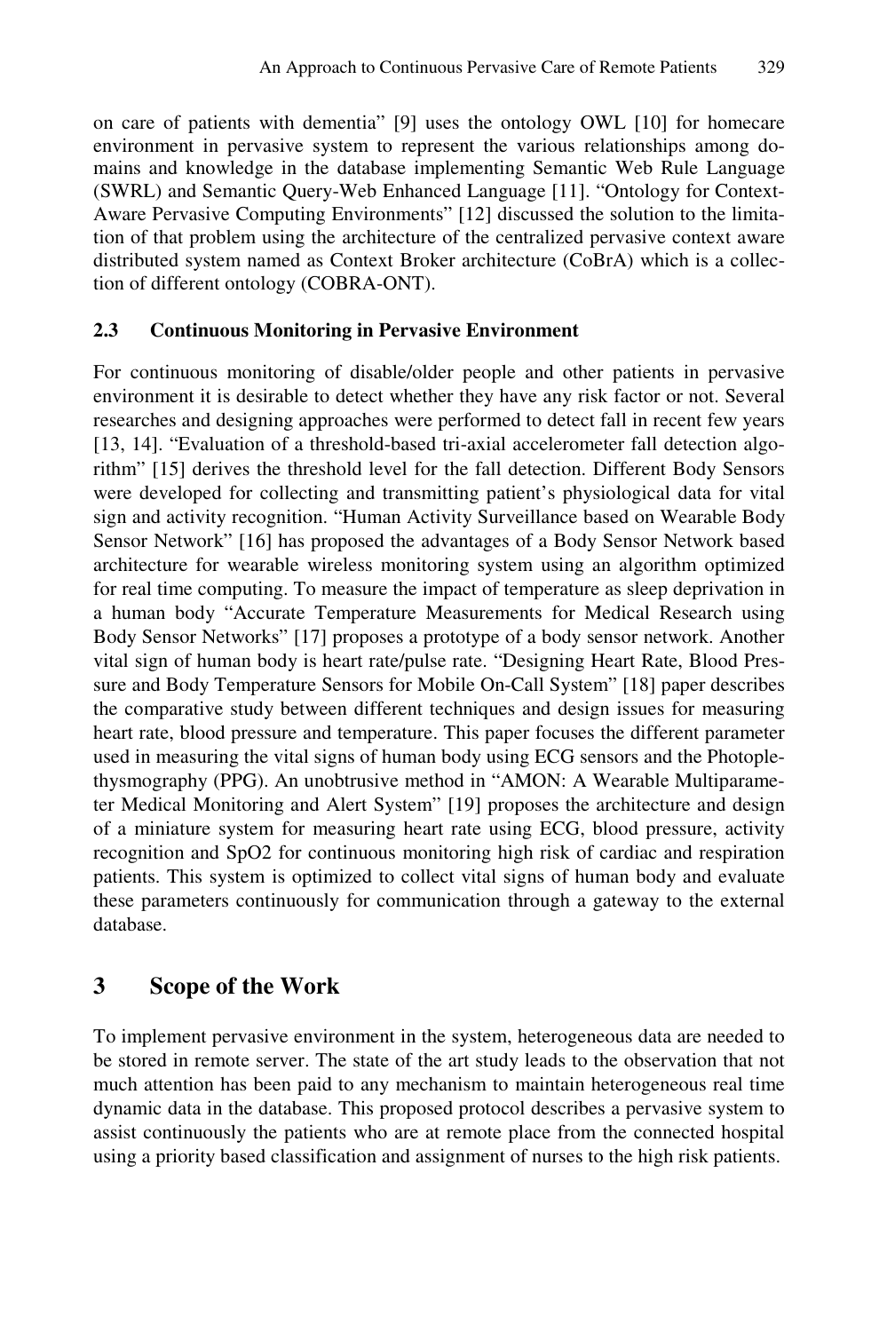on care of patients with dementia" [9] uses the ontology OWL [10] for homecare environment in pervasive system to represent the various relationships among domains and knowledge in the database implementing Semantic Web Rule Language (SWRL) and Semantic Query-Web Enhanced Language [11]. "Ontology for Context-Aware Pervasive Computing Environments" [12] discussed the solution to the limitation of that problem using the architecture of the centralized pervasive context aware distributed system named as Context Broker architecture (CoBrA) which is a collection of different ontology (COBRA-ONT).

### 2.3 Continuous Monitoring in Pervasive Environment

For continuous monitoring of disable/older people and other patients in pervasive environment it is desirable to detect whether they have any risk factor or not. Several researches and designing approaches were performed to detect fall in recent few years [13, 14]. "Evaluation of a threshold-based tri-axial accelerometer fall detection algorithm" [15] derives the threshold level for the fall detection. Different Body Sensors were developed for collecting and transmitting patient's physiological data for vital sign and activity recognition. "Human Activity Surveillance based on Wearable Body Sensor Network" [16] has proposed the advantages of a Body Sensor Network based architecture for wearable wireless monitoring system using an algorithm optimized for real time computing. To measure the impact of temperature as sleep deprivation in a human body "Accurate Temperature Measurements for Medical Research using Body Sensor Networks" [17] proposes a prototype of a body sensor network. Another vital sign of human body is heart rate/pulse rate. "Designing Heart Rate, Blood Pressure and Body Temperature Sensors for Mobile On-Call System" [18] paper describes the comparative study between different techniques and design issues for measuring heart rate, blood pressure and temperature. This paper focuses the different parameter used in measuring the vital signs of human body using ECG sensors and the Photoplethysmography (PPG). An unobtrusive method in "AMON: A Wearable Multiparameter Medical Monitoring and Alert System" [19] proposes the architecture and design of a miniature system for measuring heart rate using ECG, blood pressure, activity recognition and SpO2 for continuous monitoring high risk of cardiac and respiration patients. This system is optimized to collect vital signs of human body and evaluate these parameters continuously for communication through a gateway to the external database.

## 3 Scope of the Work

To implement pervasive environment in the system, heterogeneous data are needed to be stored in remote server. The state of the art study leads to the observation that not much attention has been paid to any mechanism to maintain heterogeneous real time dynamic data in the database. This proposed protocol describes a pervasive system to assist continuously the patients who are at remote place from the connected hospital using a priority based classification and assignment of nurses to the high risk patients.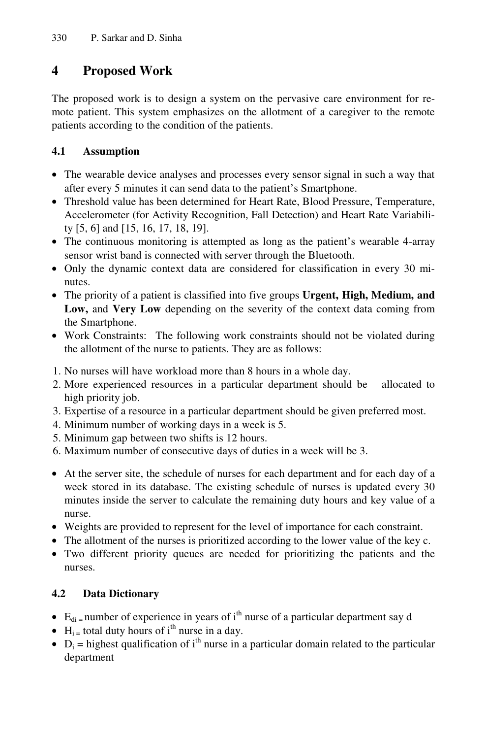## 4 Proposed Work

The proposed work is to design a system on the pervasive care environment for remote patient. This system emphasizes on the allotment of a caregiver to the remote patients according to the condition of the patients.

### 4.1 Assumption

- The wearable device analyses and processes every sensor signal in such a way that after every 5 minutes it can send data to the patient's Smartphone.
- Threshold value has been determined for Heart Rate, Blood Pressure, Temperature, Accelerometer (for Activity Recognition, Fall Detection) and Heart Rate Variability [5, 6] and [15, 16, 17, 18, 19].
- The continuous monitoring is attempted as long as the patient's wearable 4-array sensor wrist band is connected with server through the Bluetooth.
- Only the dynamic context data are considered for classification in every 30 minutes.
- The priority of a patient is classified into five groups **Urgent, High, Medium, and Low,** and **Very Low** depending on the severity of the context data coming from the Smartphone.
- Work Constraints: The following work constraints should not be violated during the allotment of the nurse to patients. They are as follows:

1. No nurses will have workload more than 8 hours in a whole day.
2. More experienced resources in a particular department should be allocated to high priority job.
3. Expertise of a resource in a particular department should be given preferred most.
4. Minimum number of working days in a week is 5.
5. Minimum gap between two shifts is 12 hours.
6. Maximum number of consecutive days of duties in a week will be 3.

- At the server site, the schedule of nurses for each department and for each day of a week stored in its database. The existing schedule of nurses is updated every 30 minutes inside the server to calculate the remaining duty hours and key value of a nurse.
- Weights are provided to represent for the level of importance for each constraint.
- The allotment of the nurses is prioritized according to the lower value of the key c.
- Two different priority queues are needed for prioritizing the patients and the nurses.

### 4.2 Data Dictionary

- $E_{di}$ = number of experience in years of $i^{th}$ nurse of a particular department say d
- $H_i$ = total duty hours of $i^{th}$ nurse in a day.
- $D_i$ = highest qualification of $i^{th}$ nurse in a particular domain related to the particular department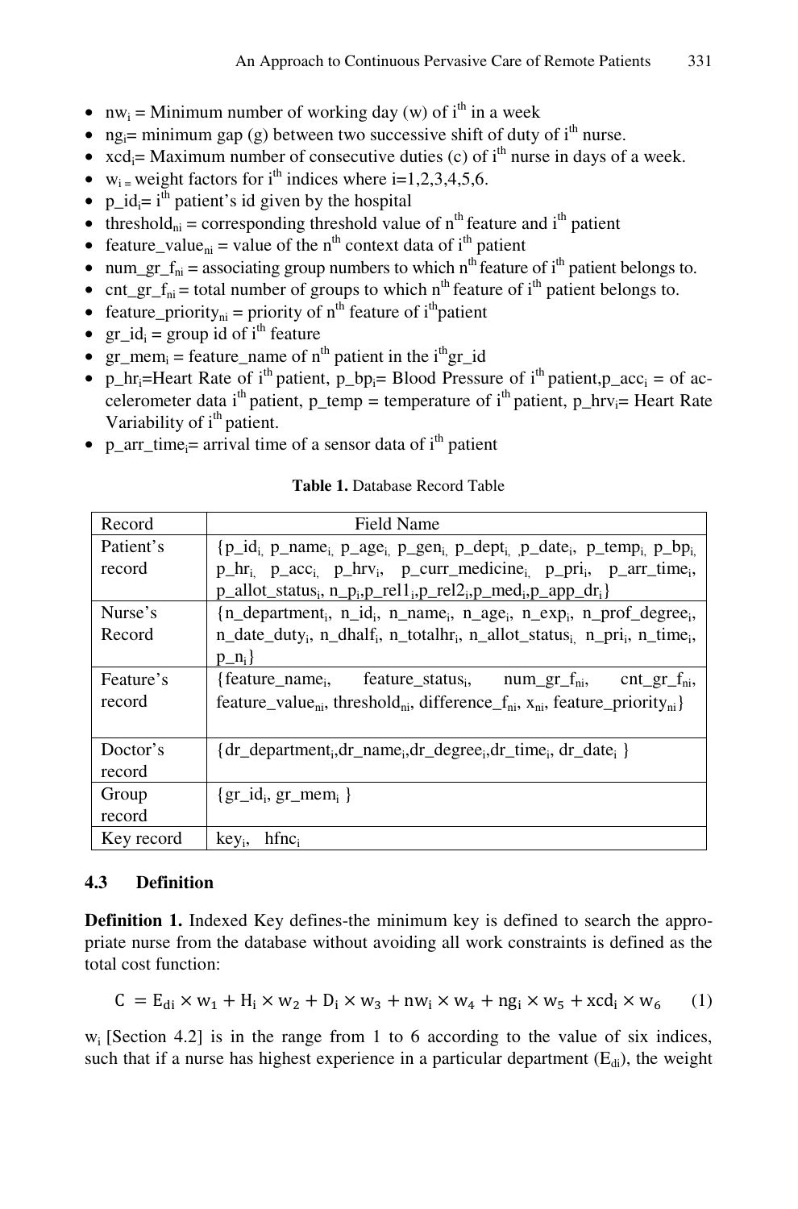- $nw_i$ = Minimum number of working day (w) of $i^{th}$ in a week
- $ng_i$= minimum gap (g) between two successive shift of duty of $i^{th}$ nurse.
- $xcd_i$= Maximum number of consecutive duties (c) of $i^{th}$ nurse in days of a week.
- $w_i$ = weight factors for $i^{th}$ indices where i=1,2,3,4,5,6.
- $p\_id_i$= $i^{th}$ patient's id given by the hospital
- $threshold_{ni}$ = corresponding threshold value of $n^{th}$ feature and $i^{th}$ patient
- $feature\_value_{ni}$ = value of the $n^{th}$ context data of $i^{th}$ patient
- $num\_gr\_f_{ni}$ = associating group numbers to which $n^{th}$ feature of $i^{th}$ patient belongs to.
- $cnt\_gr\_f_{ni}$ = total number of groups to which $n^{th}$ feature of $i^{th}$ patient belongs to.
- $feature\_priority_{ni}$ = priority of $n^{th}$ feature of $i^{th}$patient
- $gr\_id_i$ = group id of $i^{th}$ feature
- $gr\_mem_i$ = feature_name of $n^{th}$ patient in the $i^{th}$gr_id
- $p\_hr_i$=Heart Rate of $i^{th}$ patient, $p\_bp_i$= Blood Pressure of $i^{th}$ patient,$p\_acc_i$ = of accelerometer data $i^{th}$ patient, p_temp = temperature of $i^{th}$ patient, $p\_hrv_i$= Heart Rate Variability of $i^{th}$ patient.
- $p\_arr\_time_i$= arrival time of a sensor data of $i^{th}$ patient

**Table 1.** Database Record Table

| Record | Field Name |
|---|---|
| Patient's record | $\{p\_id_i, p\_name_i, p\_age_i, p\_gen_i, p\_dept_i, p\_date_i, p\_temp_i, p\_bp_i, p\_hr_i, p\_acc_i, p\_hrv_i, p\_curr\_medicine_i, p\_pri_i, p\_arr\_time_i, p\_allot\_status_i, n\_p_i, p\_rel1_i, p\_rel2_i, p\_med_i, p\_app\_dr_i\}$ |
| Nurse's Record | $\{n\_department_i, n\_id_i, n\_name_i, n\_age_i, n\_exp_i, n\_prof\_degree_i, n\_date\_duty_i, n\_dhalf_i, n\_totalhr_i, n\_allot\_status_i, n\_pri_i, n\_time_i, p\_n_i\}$ |
| Feature's record | $\{feature\_name_i, feature\_status_i, num\_gr\_f_{ni}, cnt\_gr\_f_{ni}, feature\_value_{ni}, threshold_{ni}, difference\_f_{ni}, x_{ni}, feature\_priority_{ni}\}$ |
| Doctor's record | $\{dr\_department_i, dr\_name_i, dr\_degree_i, dr\_time_i, dr\_date_i\}$ |
| Group record | $\{gr\_id_i, gr\_mem_i\}$ |
| Key record | $key_i$, $hfnc_i$ |

### 4.3 Definition

**Definition 1.** Indexed Key defines-the minimum key is defined to search the appropriate nurse from the database without avoiding all work constraints is defined as the total cost function:

$$C = E_{di} \times w_1 + H_i \times w_2 + D_i \times w_3 + nw_i \times w_4 + ng_i \times w_5 + xcd_i \times w_6 \quad (1)$$

$w_i$ [Section 4.2] is in the range from 1 to 6 according to the value of six indices, such that if a nurse has highest experience in a particular department ($E_{di}$), the weight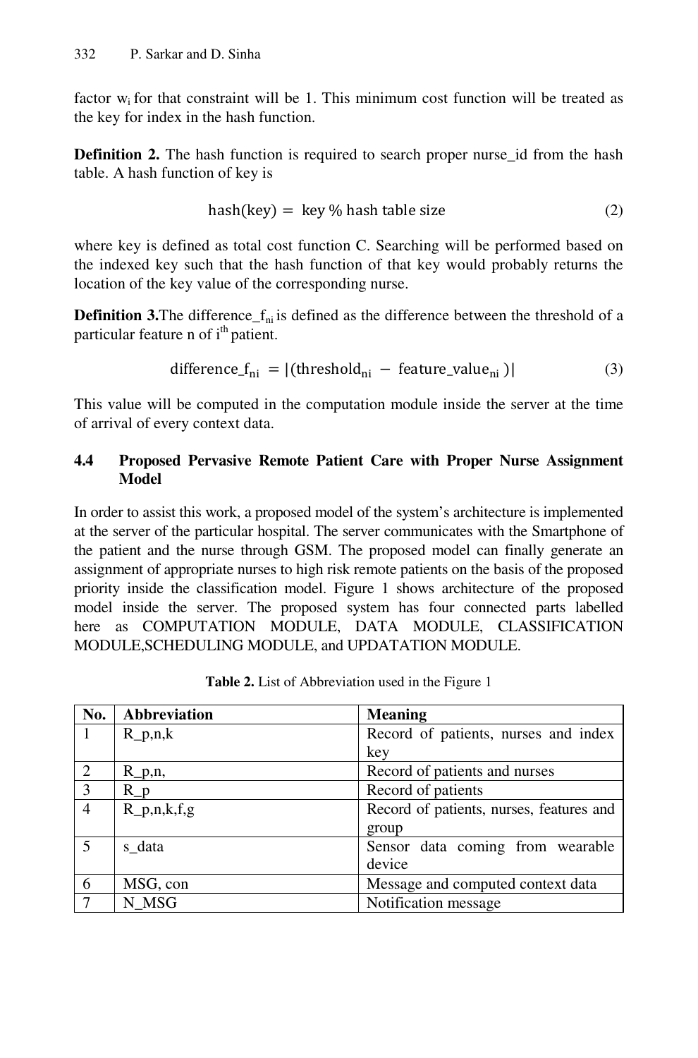factor $w_i$ for that constraint will be 1. This minimum cost function will be treated as the key for index in the hash function.

**Definition 2.** The hash function is required to search proper nurse_id from the hash table. A hash function of key is

$$\text{hash(key)} = \text{ key \% hash table size} \tag{2}$$

where key is defined as total cost function C. Searching will be performed based on the indexed key such that the hash function of that key would probably returns the location of the key value of the corresponding nurse.

**Definition 3.** The difference_$f_{ni}$ is defined as the difference between the threshold of a particular feature n of $i^{th}$ patient.

$$\text{difference\_f}_{\text{ni}} = |(\text{threshold}_{\text{ni}} - \text{feature\_value}_{\text{ni}})| \tag{3}$$

This value will be computed in the computation module inside the server at the time of arrival of every context data.

### 4.4 Proposed Pervasive Remote Patient Care with Proper Nurse Assignment Model

In order to assist this work, a proposed model of the system's architecture is implemented at the server of the particular hospital. The server communicates with the Smartphone of the patient and the nurse through GSM. The proposed model can finally generate an assignment of appropriate nurses to high risk remote patients on the basis of the proposed priority inside the classification model. Figure 1 shows architecture of the proposed model inside the server. The proposed system has four connected parts labelled here as COMPUTATION MODULE, DATA MODULE, CLASSIFICATION MODULE,SCHEDULING MODULE, and UPDATATION MODULE.

**Table 2.** List of Abbreviation used in the Figure 1

| No. | Abbreviation | Meaning |
|---|---|---|
| 1 | R_p,n,k | Record of patients, nurses and index key |
| 2 | R_p,n, | Record of patients and nurses |
| 3 | R_p | Record of patients |
| 4 | R_p,n,k,f,g | Record of patients, nurses, features and group |
| 5 | s_data | Sensor data coming from wearable device |
| 6 | MSG, con | Message and computed context data |
| 7 | N_MSG | Notification message |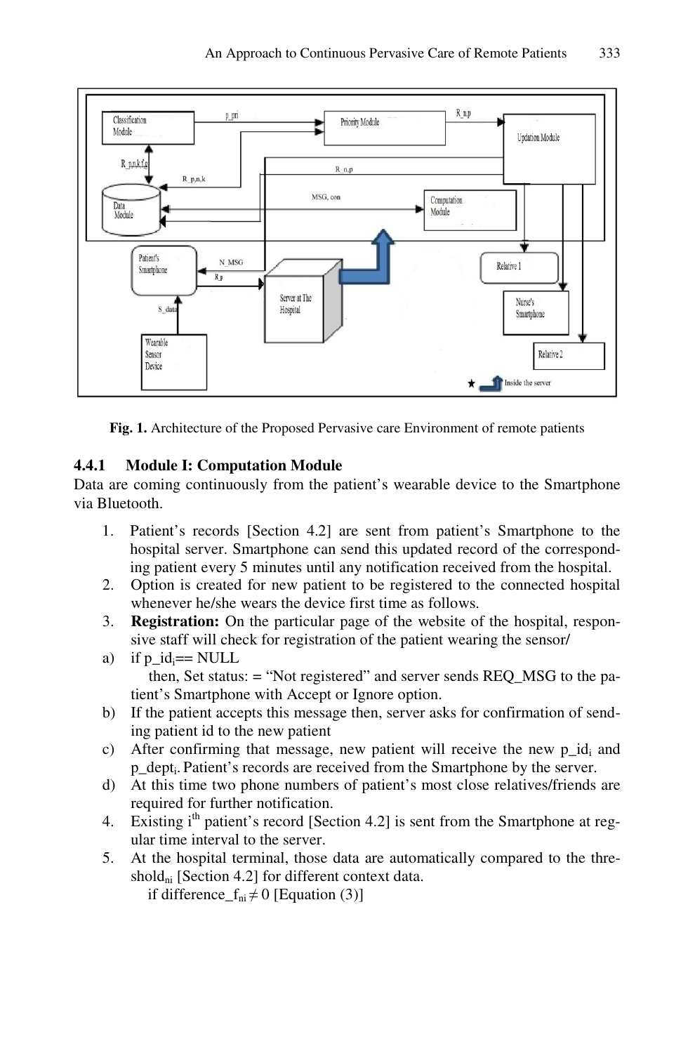Fig. 1. Architecture of the Proposed Pervasive care Environment of remote patients

#### 4.4.1 Module I: Computation Module

Data are coming continuously from the patient's wearable device to the Smartphone via Bluetooth.

1. Patient's records [Section 4.2] are sent from patient's Smartphone to the hospital server. Smartphone can send this updated record of the corresponding patient every 5 minutes until any notification received from the hospital.
2. Option is created for new patient to be registered to the connected hospital whenever he/she wears the device first time as follows.
3. **Registration:** On the particular page of the website of the hospital, responsive staff will check for registration of the patient wearing the sensor/

a) if $p\_id_i$== NULL

then, Set status: = "Not registered" and server sends REQ_MSG to the patient's Smartphone with Accept or Ignore option.

b) If the patient accepts this message then, server asks for confirmation of sending patient id to the new patient

c) After confirming that message, new patient will receive the new $p\_id_i$ and $p\_dept_i$. Patient's records are received from the Smartphone by the server.

d) At this time two phone numbers of patient's most close relatives/friends are required for further notification.

4. Existing $i^{th}$ patient's record [Section 4.2] is sent from the Smartphone at regular time interval to the server.
5. At the hospital terminal, those data are automatically compared to the threshold$_{ni}$ [Section 4.2] for different context data.

if $difference\_f_{ni} \neq 0$ [Equation (3)]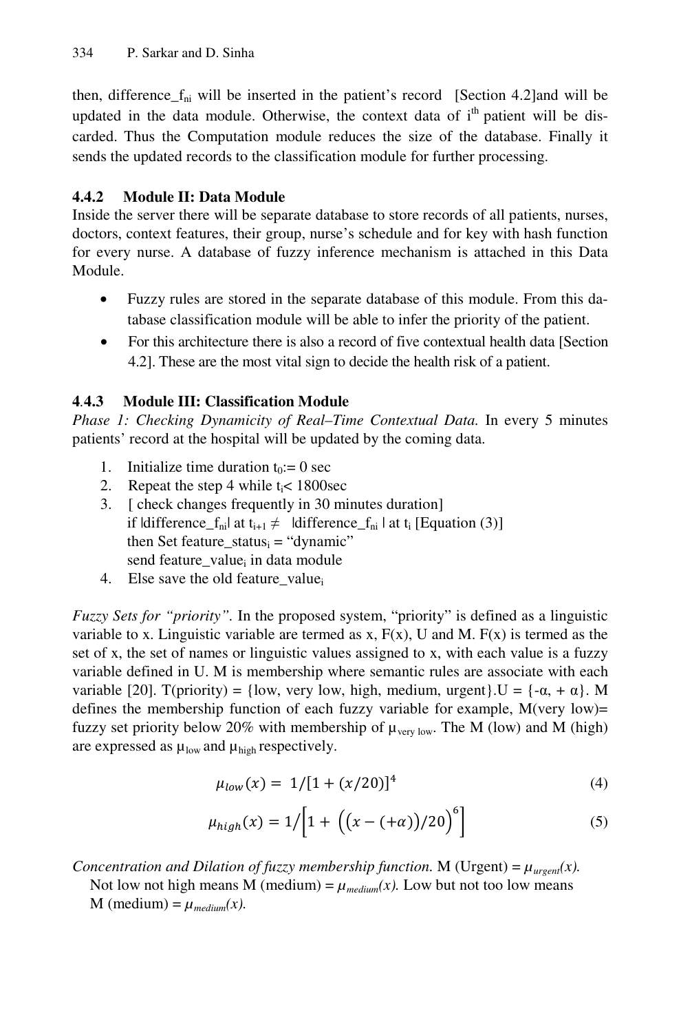then, difference_$f_{ni}$ will be inserted in the patient's record [Section 4.2]and will be updated in the data module. Otherwise, the context data of $i^{th}$ patient will be discarded. Thus the Computation module reduces the size of the database. Finally it sends the updated records to the classification module for further processing.

### 4.4.2 Module II: Data Module

Inside the server there will be separate database to store records of all patients, nurses, doctors, context features, their group, nurse's schedule and for key with hash function for every nurse. A database of fuzzy inference mechanism is attached in this Data Module.

- Fuzzy rules are stored in the separate database of this module. From this database classification module will be able to infer the priority of the patient.
- For this architecture there is also a record of five contextual health data [Section 4.2]. These are the most vital sign to decide the health risk of a patient.

### 4.4.3 Module III: Classification Module

*Phase 1: Checking Dynamicity of Real–Time Contextual Data.* In every 5 minutes patients' record at the hospital will be updated by the coming data.

1. Initialize time duration $t_0$:= 0 sec
2. Repeat the step 4 while $t_i$< 1800sec
3. [ check changes frequently in 30 minutes duration]
   if |difference_$f_{ni}$| at $t_{i+1} \neq$ |difference_$f_{ni}$ | at $t_i$ [Equation (3)]
   then Set feature_$status_i$ = "dynamic"
   send feature_$value_i$ in data module
4. Else save the old feature_$value_i$

*Fuzzy Sets for "priority".* In the proposed system, "priority" is defined as a linguistic variable to x. Linguistic variable are termed as x, F(x), U and M. F(x) is termed as the set of x, the set of names or linguistic values assigned to x, with each value is a fuzzy variable defined in U. M is membership where semantic rules are associate with each variable [20]. T(priority) = {low, very low, high, medium, urgent}.U = {-α, + α}. M defines the membership function of each fuzzy variable for example, M(very low)= fuzzy set priority below 20% with membership of $\mu_{\text{very low}}$. The M (low) and M (high) are expressed as $\mu_{\text{low}}$ and $\mu_{\text{high}}$ respectively.

$$\mu_{low}(x) = 1/[1 + (x/20)]^4 \tag{4}$$

$$\mu_{high}(x) = 1/\left[1 + \left(\left(x - (+\alpha)\right)/20\right)^6\right] \tag{5}$$

*Concentration and Dilation of fuzzy membership function.* M (Urgent) = $\mu_{urgent}(x)$.
Not low not high means M (medium) = $\mu_{medium}(x)$. Low but not too low means M (medium) = $\mu_{medium}(x)$.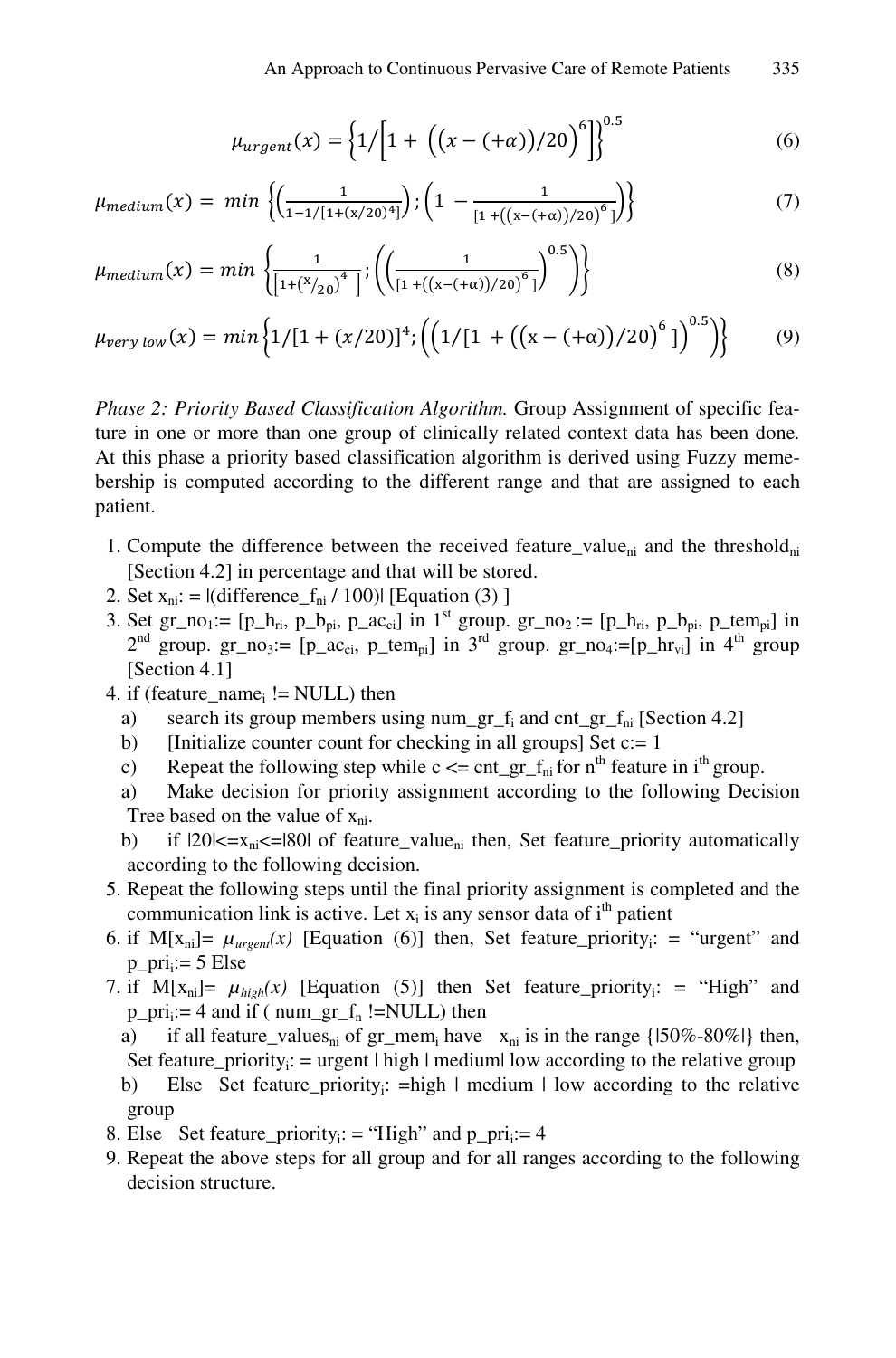$$\mu_{urgent}(x) = \left\{1/\left[1 + \left(\left(x - (+\alpha)\right)/20\right)^6\right]\right\}^{0.5} \tag{6}$$

$$\mu_{medium}(x) = \min\left\{\left(\frac{1}{1-1/[1+(x/20)^4]}\right); \left(1 - \frac{1}{[1+((x-(+\alpha))/20)^6]}\right)\right\} \tag{7}$$

$$\mu_{medium}(x) = \min\left\{\frac{1}{\left[1+\left(x/_{20}\right)^4\right]}; \left(\left(\frac{1}{[1+((x-(+\alpha))/20)^6]}\right)^{0.5}\right)\right\} \tag{8}$$

$$\mu_{very\ low}(x) = \min\left\{1/[1+(x/20)]^4; \left(\left(1/[1+\left((x-(+\alpha))/20\right)^6]\right)^{0.5}\right)\right\} \tag{9}$$

*Phase 2: Priority Based Classification Algorithm.* Group Assignment of specific feature in one or more than one group of clinically related context data has been done. At this phase a priority based classification algorithm is derived using Fuzzy memebership is computed according to the different range and that are assigned to each patient.

1. Compute the difference between the received $feature\_value_{ni}$ and the $threshold_{ni}$ [Section 4.2] in percentage and that will be stored.
2. Set $x_{ni}$: = |(difference_$f_{ni}$ / 100)| [Equation (3) ]
3. Set $gr\_no_1$:= [$p\_h_{ri}$, $p\_b_{pi}$, $p\_ac_{ci}$] in 1st group. $gr\_no_2$ := [$p\_h_{ri}$, $p\_b_{pi}$, $p\_tem_{pi}$] in 2nd group. $gr\_no_3$:= [$p\_ac_{ci}$, $p\_tem_{pi}$] in 3rd group. $gr\_no_4$:=[$p\_hr_{vi}$] in 4th group [Section 4.1]
4. if ($feature\_name_i$ != NULL) then
   a) search its group members using $num\_gr\_f_i$ and $cnt\_gr\_f_{ni}$ [Section 4.2]
   b) [Initialize counter count for checking in all groups] Set c:= 1
   c) Repeat the following step while c <= $cnt\_gr\_f_{ni}$ for nth feature in ith group.
   a) Make decision for priority assignment according to the following Decision Tree based on the value of $x_{ni}$.
   b) if |20|<=$x_{ni}$<=|80| of $feature\_value_{ni}$ then, Set feature_priority automatically according to the following decision.
5. Repeat the following steps until the final priority assignment is completed and the communication link is active. Let $x_i$ is any sensor data of ith patient
6. if M[$x_{ni}$]= $\mu_{urgent}(x)$ [Equation (6)] then, Set $feature\_priority_i$: = "urgent" and $p\_pri_i$:= 5 Else
7. if M[$x_{ni}$]= $\mu_{high}(x)$ [Equation (5)] then Set $feature\_priority_i$: = "High" and $p\_pri_i$:= 4 and if ( $num\_gr\_f_n$ !=NULL) then
   a) if all $feature\_values_{ni}$ of $gr\_mem_i$ have $x_{ni}$ is in the range {|50%-80%|} then, Set $feature\_priority_i$: = urgent | high | medium| low according to the relative group
   b) Else Set $feature\_priority_i$: =high | medium | low according to the relative group
8. Else Set $feature\_priority_i$: = "High" and $p\_pri_i$:= 4
9. Repeat the above steps for all group and for all ranges according to the following decision structure.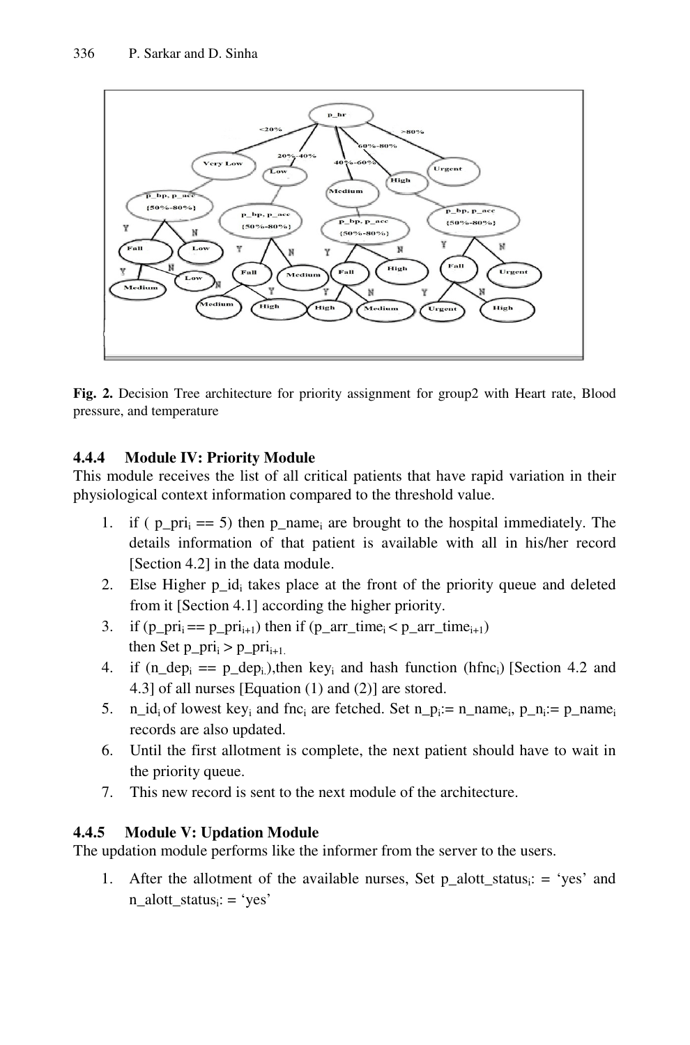**Fig. 2.** Decision Tree architecture for priority assignment for group2 with Heart rate, Blood pressure, and temperature

#### 4.4.4 Module IV: Priority Module

This module receives the list of all critical patients that have rapid variation in their physiological context information compared to the threshold value.

1. if ( $p\_pri_i == 5$) then $p\_name_i$ are brought to the hospital immediately. The details information of that patient is available with all in his/her record [Section 4.2] in the data module.
2. Else Higher $p\_id_i$ takes place at the front of the priority queue and deleted from it [Section 4.1] according the higher priority.
3. if ($p\_pri_i == p\_pri_{i+1}$) then if ($p\_arr\_time_i < p\_arr\_time_{i+1}$) then Set $p\_pri_i > p\_pri_{i+1}$.
4. if ($n\_dep_i == p\_dep_i$),then $key_i$ and hash function ($hfnc_i$) [Section 4.2 and 4.3] of all nurses [Equation (1) and (2)] are stored.
5. $n\_id_i$ of lowest $key_i$ and $fnc_i$ are fetched. Set $n\_p_i := n\_name_i$, $p\_n_i := p\_name_i$ records are also updated.
6. Until the first allotment is complete, the next patient should have to wait in the priority queue.
7. This new record is sent to the next module of the architecture.

#### 4.4.5 Module V: Updation Module

The updation module performs like the informer from the server to the users.

1. After the allotment of the available nurses, Set $p\_alott\_status_i$: = 'yes' and $n\_alott\_status_i$: = 'yes'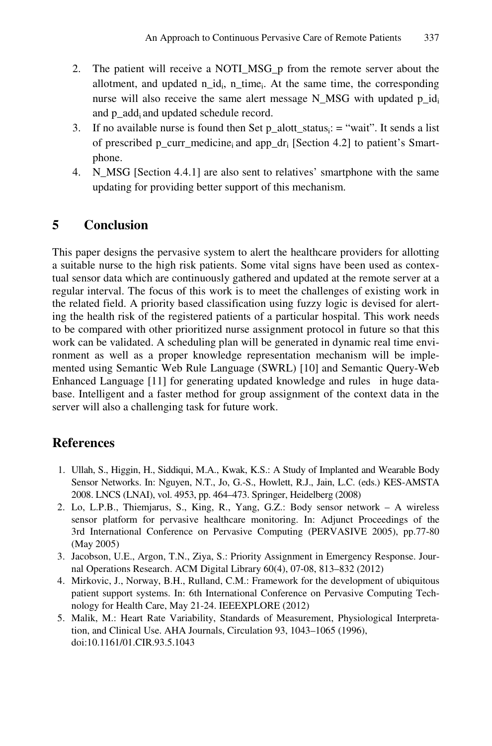2. The patient will receive a NOTI_MSG_p from the remote server about the allotment, and updated $n\_id_i$, $n\_time_i$. At the same time, the corresponding nurse will also receive the same alert message N_MSG with updated $p\_id_i$ and $p\_add_i$ and updated schedule record.
3. If no available nurse is found then Set $p\_alott\_status_i$: = "wait". It sends a list of prescribed $p\_curr\_medicine_i$ and $app\_dr_i$ [Section 4.2] to patient's Smartphone.
4. N_MSG [Section 4.4.1] are also sent to relatives' smartphone with the same updating for providing better support of this mechanism.

## 5 Conclusion

This paper designs the pervasive system to alert the healthcare providers for allotting a suitable nurse to the high risk patients. Some vital signs have been used as contextual sensor data which are continuously gathered and updated at the remote server at a regular interval. The focus of this work is to meet the challenges of existing work in the related field. A priority based classification using fuzzy logic is devised for alerting the health risk of the registered patients of a particular hospital. This work needs to be compared with other prioritized nurse assignment protocol in future so that this work can be validated. A scheduling plan will be generated in dynamic real time environment as well as a proper knowledge representation mechanism will be implemented using Semantic Web Rule Language (SWRL) [10] and Semantic Query-Web Enhanced Language [11] for generating updated knowledge and rules in huge database. Intelligent and a faster method for group assignment of the context data in the server will also a challenging task for future work.

## References

1. Ullah, S., Higgin, H., Siddiqui, M.A., Kwak, K.S.: A Study of Implanted and Wearable Body Sensor Networks. In: Nguyen, N.T., Jo, G.-S., Howlett, R.J., Jain, L.C. (eds.) KES-AMSTA 2008. LNCS (LNAI), vol. 4953, pp. 464–473. Springer, Heidelberg (2008)
2. Lo, L.P.B., Thiemjarus, S., King, R., Yang, G.Z.: Body sensor network – A wireless sensor platform for pervasive healthcare monitoring. In: Adjunct Proceedings of the 3rd International Conference on Pervasive Computing (PERVASIVE 2005), pp.77-80 (May 2005)
3. Jacobson, U.E., Argon, T.N., Ziya, S.: Priority Assignment in Emergency Response. Journal Operations Research. ACM Digital Library 60(4), 07-08, 813–832 (2012)
4. Mirkovic, J., Norway, B.H., Rulland, C.M.: Framework for the development of ubiquitous patient support systems. In: 6th International Conference on Pervasive Computing Technology for Health Care, May 21-24. IEEEXPLORE (2012)
5. Malik, M.: Heart Rate Variability, Standards of Measurement, Physiological Interpretation, and Clinical Use. AHA Journals, Circulation 93, 1043–1065 (1996), doi:10.1161/01.CIR.93.5.1043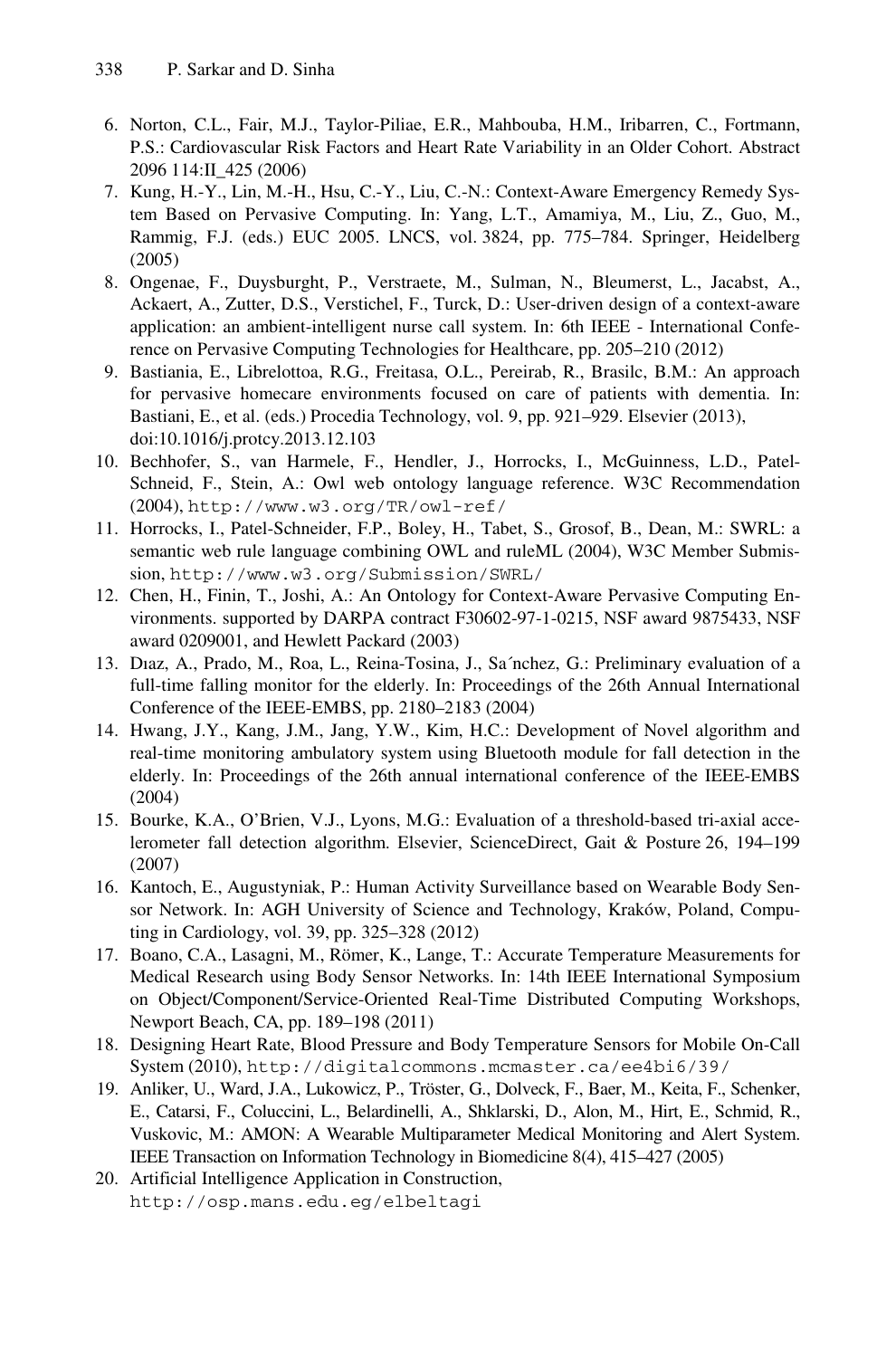6. Norton, C.L., Fair, M.J., Taylor-Piliae, E.R., Mahbouba, H.M., Iribarren, C., Fortmann, P.S.: Cardiovascular Risk Factors and Heart Rate Variability in an Older Cohort. Abstract 2096 114:II_425 (2006)
7. Kung, H.-Y., Lin, M.-H., Hsu, C.-Y., Liu, C.-N.: Context-Aware Emergency Remedy System Based on Pervasive Computing. In: Yang, L.T., Amamiya, M., Liu, Z., Guo, M., Rammig, F.J. (eds.) EUC 2005. LNCS, vol. 3824, pp. 775–784. Springer, Heidelberg (2005)
8. Ongenae, F., Duysburght, P., Verstraete, M., Sulman, N., Bleumerst, L., Jacabst, A., Ackaert, A., Zutter, D.S., Verstichel, F., Turck, D.: User-driven design of a context-aware application: an ambient-intelligent nurse call system. In: 6th IEEE - International Conference on Pervasive Computing Technologies for Healthcare, pp. 205–210 (2012)
9. Bastiania, E., Librelottoa, R.G., Freitasa, O.L., Pereirab, R., Brasilc, B.M.: An approach for pervasive homecare environments focused on care of patients with dementia. In: Bastiani, E., et al. (eds.) Procedia Technology, vol. 9, pp. 921–929. Elsevier (2013), doi:10.1016/j.protcy.2013.12.103
10. Bechhofer, S., van Harmele, F., Hendler, J., Horrocks, I., McGuinness, L.D., Patel-Schneid, F., Stein, A.: Owl web ontology language reference. W3C Recommendation (2004), http://www.w3.org/TR/owl-ref/
11. Horrocks, I., Patel-Schneider, F.P., Boley, H., Tabet, S., Grosof, B., Dean, M.: SWRL: a semantic web rule language combining OWL and ruleML (2004), W3C Member Submission, http://www.w3.org/Submission/SWRL/
12. Chen, H., Finin, T., Joshi, A.: An Ontology for Context-Aware Pervasive Computing Environments. supported by DARPA contract F30602-97-1-0215, NSF award 9875433, NSF award 0209001, and Hewlett Packard (2003)
13. Dıaz, A., Prado, M., Roa, L., Reina-Tosina, J., Sa´nchez, G.: Preliminary evaluation of a full-time falling monitor for the elderly. In: Proceedings of the 26th Annual International Conference of the IEEE-EMBS, pp. 2180–2183 (2004)
14. Hwang, J.Y., Kang, J.M., Jang, Y.W., Kim, H.C.: Development of Novel algorithm and real-time monitoring ambulatory system using Bluetooth module for fall detection in the elderly. In: Proceedings of the 26th annual international conference of the IEEE-EMBS (2004)
15. Bourke, K.A., O'Brien, V.J., Lyons, M.G.: Evaluation of a threshold-based tri-axial accelerometer fall detection algorithm. Elsevier, ScienceDirect, Gait & Posture 26, 194–199 (2007)
16. Kantoch, E., Augustyniak, P.: Human Activity Surveillance based on Wearable Body Sensor Network. In: AGH University of Science and Technology, Kraków, Poland, Computing in Cardiology, vol. 39, pp. 325–328 (2012)
17. Boano, C.A., Lasagni, M., Römer, K., Lange, T.: Accurate Temperature Measurements for Medical Research using Body Sensor Networks. In: 14th IEEE International Symposium on Object/Component/Service-Oriented Real-Time Distributed Computing Workshops, Newport Beach, CA, pp. 189–198 (2011)
18. Designing Heart Rate, Blood Pressure and Body Temperature Sensors for Mobile On-Call System (2010), http://digitalcommons.mcmaster.ca/ee4bi6/39/
19. Anliker, U., Ward, J.A., Lukowicz, P., Tröster, G., Dolveck, F., Baer, M., Keita, F., Schenker, E., Catarsi, F., Coluccini, L., Belardinelli, A., Shklarski, D., Alon, M., Hirt, E., Schmid, R., Vuskovic, M.: AMON: A Wearable Multiparameter Medical Monitoring and Alert System. IEEE Transaction on Information Technology in Biomedicine 8(4), 415–427 (2005)
20. Artificial Intelligence Application in Construction, http://osp.mans.edu.eg/elbeltagi